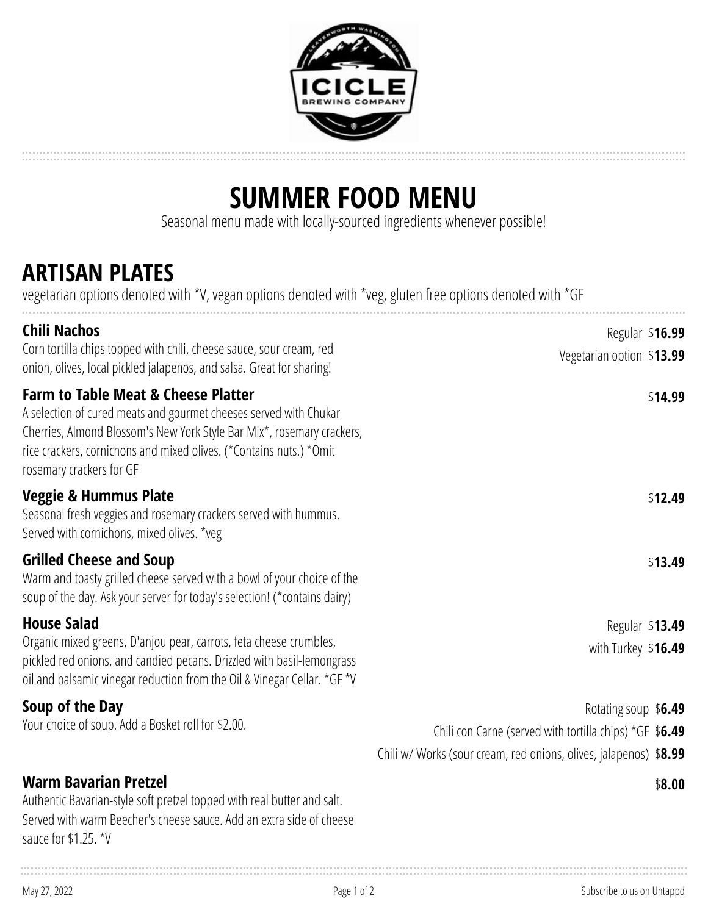# SUMMER FOOD MENU

Seasonal menu made with locally-sourced ingredients whenever possible!

## ARTISAN PLATES

vegetarian options denoted with *V, vegan options denoted with *veg, gluten free options denoted with *GF

### Chili Nachos

Corn tortilla chips topped with chili, cheese sauce, sour cream, red onion, olives, local pickled jalapenos, and salsa. Great for sharing!

Regular $**16.99**
Vegetarian option $**13.99**

### Farm to Table Meat & Cheese Platter

A selection of cured meats and gourmet cheeses served with Chukar Cherries, Almond Blossom's New York Style Bar Mix*, rosemary crackers, rice crackers, cornichons and mixed olives. (*Contains nuts.) *Omit rosemary crackers for GF

$**14.99**

### Veggie & Hummus Plate

Seasonal fresh veggies and rosemary crackers served with hummus. Served with cornichons, mixed olives. *veg

$**12.49**

### Grilled Cheese and Soup

Warm and toasty grilled cheese served with a bowl of your choice of the soup of the day. Ask your server for today's selection! (*contains dairy)

$**13.49**

### House Salad

Organic mixed greens, D'anjou pear, carrots, feta cheese crumbles, pickled red onions, and candied pecans. Drizzled with basil-lemongrass oil and balsamic vinegar reduction from the Oil & Vinegar Cellar. *GF *V

Regular $**13.49**
with Turkey $**16.49**

### Soup of the Day

Your choice of soup. Add a Bosket roll for $2.00.

Rotating soup $**6.49**
Chili con Carne (served with tortilla chips) *GF $**6.49**
Chili w/ Works (sour cream, red onions, olives, jalapenos) $**8.99**

### Warm Bavarian Pretzel

Authentic Bavarian-style soft pretzel topped with real butter and salt. Served with warm Beecher's cheese sauce. Add an extra side of cheese sauce for $1.25. *V

$**8.00**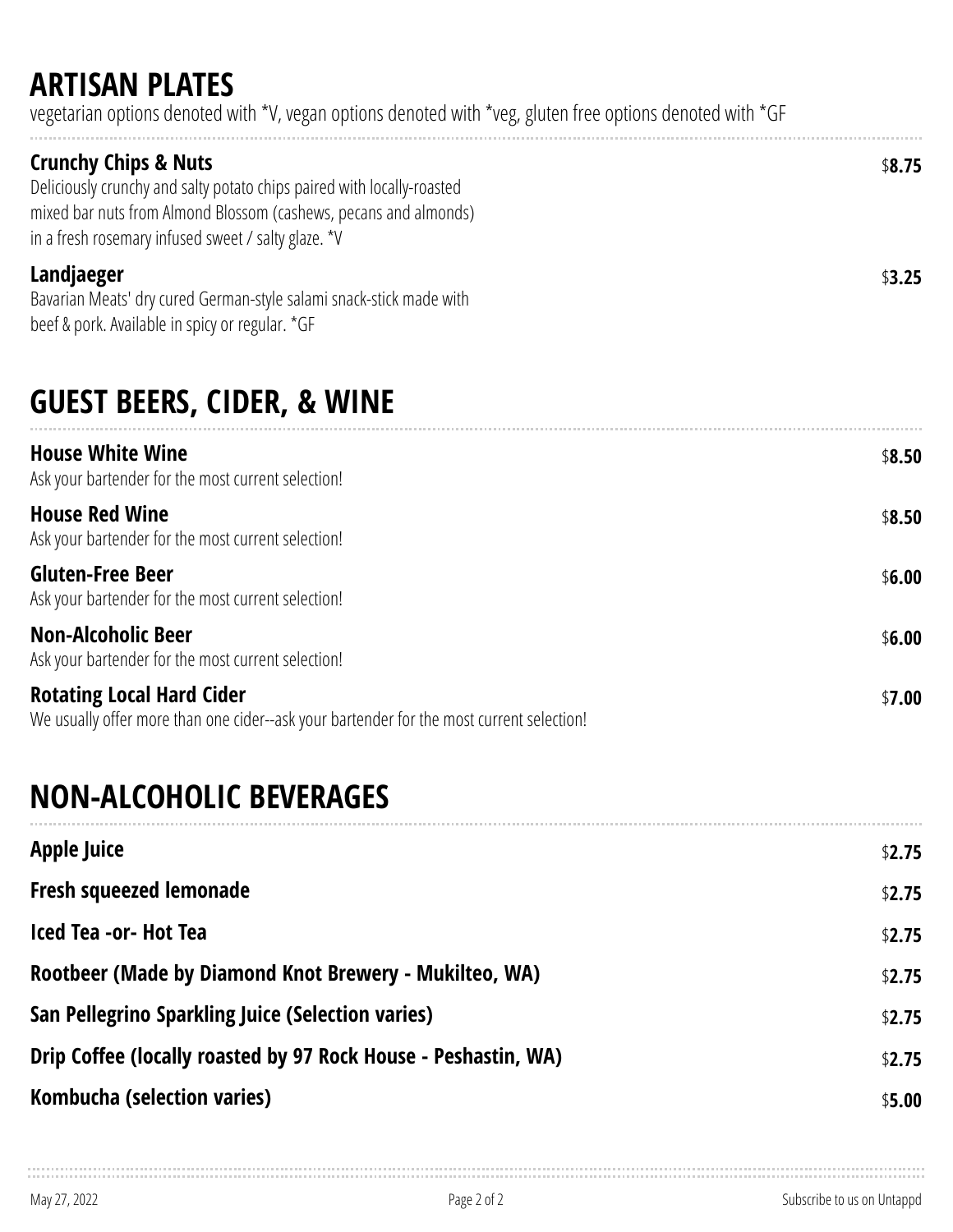# ARTISAN PLATES

vegetarian options denoted with *V, vegan options denoted with *veg, gluten free options denoted with *GF

**Crunchy Chips & Nuts** — $**8.75**

Deliciously crunchy and salty potato chips paired with locally-roasted mixed bar nuts from Almond Blossom (cashews, pecans and almonds) in a fresh rosemary infused sweet / salty glaze. *V

**Landjaeger** — $**3.25**

Bavarian Meats' dry cured German-style salami snack-stick made with beef & pork. Available in spicy or regular. *GF

# GUEST BEERS, CIDER, & WINE

**House White Wine** — $**8.50**

Ask your bartender for the most current selection!

**House Red Wine** — $**8.50**

Ask your bartender for the most current selection!

**Gluten-Free Beer** — $**6.00**

Ask your bartender for the most current selection!

**Non-Alcoholic Beer** — $**6.00**

Ask your bartender for the most current selection!

**Rotating Local Hard Cider** — $**7.00**

We usually offer more than one cider--ask your bartender for the most current selection!

# NON-ALCOHOLIC BEVERAGES

**Apple Juice** — $**2.75**

**Fresh squeezed lemonade** — $**2.75**

**Iced Tea -or- Hot Tea** — $**2.75**

**Rootbeer (Made by Diamond Knot Brewery - Mukilteo, WA)** — $**2.75**

**San Pellegrino Sparkling Juice (Selection varies)** — $**2.75**

**Drip Coffee (locally roasted by 97 Rock House - Peshastin, WA)** — $**2.75**

**Kombucha (selection varies)** — $**5.00**

May 27, 2022

Subscribe to us on Untappd